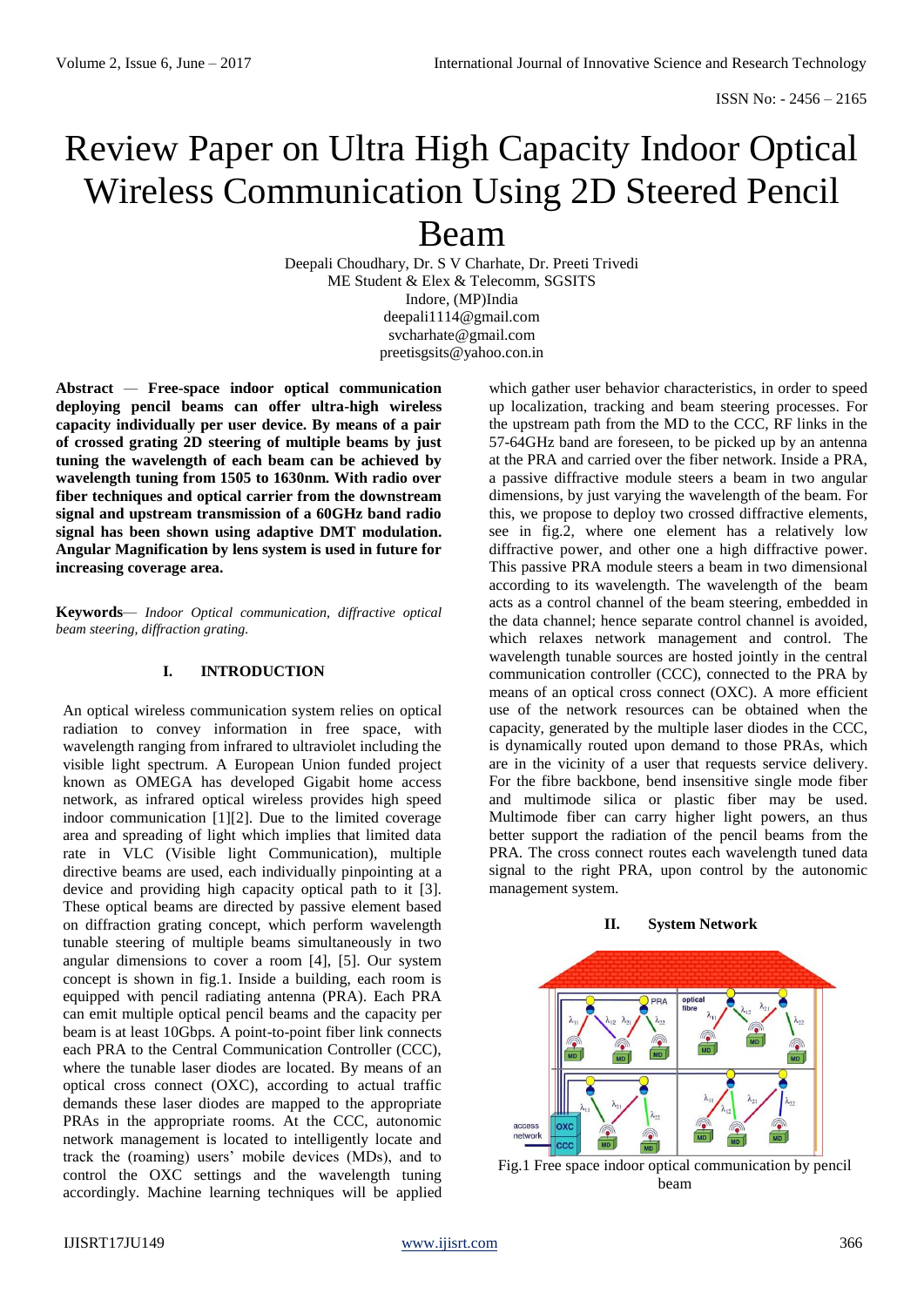# Review Paper on Ultra High Capacity Indoor Optical Wireless Communication Using 2D Steered Pencil Beam

Deepali Choudhary, Dr. S V Charhate, Dr. Preeti Trivedi
ME Student & Elex & Telecomm, SGSITS
Indore, (MP)India
deepali1114@gmail.com
svcharhate@gmail.com
preetisgsits@yahoo.con.in

**Abstract — Free-space indoor optical communication deploying pencil beams can offer ultra-high wireless capacity individually per user device. By means of a pair of crossed grating 2D steering of multiple beams by just tuning the wavelength of each beam can be achieved by wavelength tuning from 1505 to 1630nm. With radio over fiber techniques and optical carrier from the downstream signal and upstream transmission of a 60GHz band radio signal has been shown using adaptive DMT modulation. Angular Magnification by lens system is used in future for increasing coverage area.**

**Keywords**— *Indoor Optical communication, diffractive optical beam steering, diffraction grating.*

## I. INTRODUCTION

An optical wireless communication system relies on optical radiation to convey information in free space, with wavelength ranging from infrared to ultraviolet including the visible light spectrum. A European Union funded project known as OMEGA has developed Gigabit home access network, as infrared optical wireless provides high speed indoor communication [1][2]. Due to the limited coverage area and spreading of light which implies that limited data rate in VLC (Visible light Communication), multiple directive beams are used, each individually pinpointing at a device and providing high capacity optical path to it [3]. These optical beams are directed by passive element based on diffraction grating concept, which perform wavelength tunable steering of multiple beams simultaneously in two angular dimensions to cover a room [4], [5]. Our system concept is shown in fig.1. Inside a building, each room is equipped with pencil radiating antenna (PRA). Each PRA can emit multiple optical pencil beams and the capacity per beam is at least 10Gbps. A point-to-point fiber link connects each PRA to the Central Communication Controller (CCC), where the tunable laser diodes are located. By means of an optical cross connect (OXC), according to actual traffic demands these laser diodes are mapped to the appropriate PRAs in the appropriate rooms. At the CCC, autonomic network management is located to intelligently locate and track the (roaming) users' mobile devices (MDs), and to control the OXC settings and the wavelength tuning accordingly. Machine learning techniques will be applied which gather user behavior characteristics, in order to speed up localization, tracking and beam steering processes. For the upstream path from the MD to the CCC, RF links in the 57-64GHz band are foreseen, to be picked up by an antenna at the PRA and carried over the fiber network. Inside a PRA, a passive diffractive module steers a beam in two angular dimensions, by just varying the wavelength of the beam. For this, we propose to deploy two crossed diffractive elements, see in fig.2, where one element has a relatively low diffractive power, and other one a high diffractive power. This passive PRA module steers a beam in two dimensional according to its wavelength. The wavelength of the beam acts as a control channel of the beam steering, embedded in the data channel; hence separate control channel is avoided, which relaxes network management and control. The wavelength tunable sources are hosted jointly in the central communication controller (CCC), connected to the PRA by means of an optical cross connect (OXC). A more efficient use of the network resources can be obtained when the capacity, generated by the multiple laser diodes in the CCC, is dynamically routed upon demand to those PRAs, which are in the vicinity of a user that requests service delivery. For the fibre backbone, bend insensitive single mode fiber and multimode silica or plastic fiber may be used. Multimode fiber can carry higher light powers, an thus better support the radiation of the pencil beams from the PRA. The cross connect routes each wavelength tuned data signal to the right PRA, upon control by the autonomic management system.

## II. System Network

Fig.1 Free space indoor optical communication by pencil beam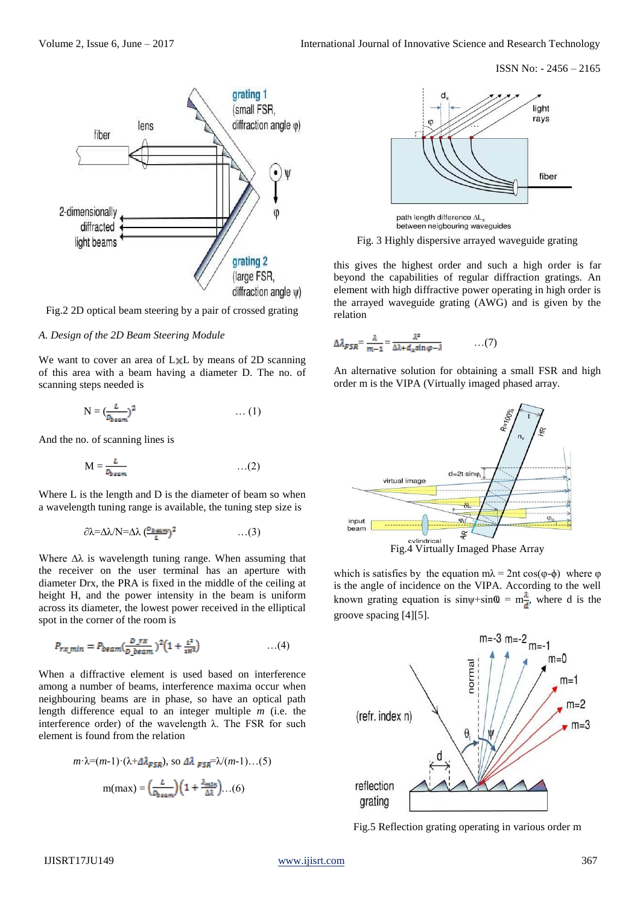Fig.2 2D optical beam steering by a pair of crossed grating

*A. Design of the 2D Beam Steering Module*

We want to cover an area of L×L by means of 2D scanning of this area with a beam having a diameter D. The no. of scanning steps needed is

$$N = \left(\frac{L}{D_{beam}}\right)^2 \quad \ldots (1)$$

And the no. of scanning lines is

$$M = \frac{L}{D_{beam}} \quad \ldots (2)$$

Where L is the length and D is the diameter of beam so when a wavelength tuning range is available, the tuning step size is

$$\partial\lambda = \Delta\lambda/N = \Delta\lambda \left(\frac{D_{beam}}{L}\right)^2 \quad \ldots (3)$$

Where $\Delta\lambda$ is wavelength tuning range. When assuming that the receiver on the user terminal has an aperture with diameter Drx, the PRA is fixed in the middle of the ceiling at height H, and the power intensity in the beam is uniform across its diameter, the lowest power received in the elliptical spot in the corner of the room is

$$P_{rx\,min} = P_{beam}\left(\frac{D\_rx}{D\_beam}\right)^2\left(1 + \frac{L^2}{2H^2}\right) \quad \ldots (4)$$

When a diffractive element is used based on interference among a number of beams, interference maxima occur when neighbouring beams are in phase, so have an optical path length difference equal to an integer multiple *m* (i.e. the interference order) of the wavelength λ. The FSR for such element is found from the relation

$$m\cdot\lambda = (m-1)\cdot(\lambda + \Delta\lambda_{FSR}),\ \text{so}\ \Delta\lambda_{FSR} = \lambda/(m-1) \ldots (5)$$

$$m(max) = \left(\frac{L}{D_{beam}}\right)\left(1 + \frac{\lambda_{min}}{\Delta\lambda}\right) \ldots (6)$$

Fig. 3 Highly dispersive arrayed waveguide grating

this gives the highest order and such a high order is far beyond the capabilities of regular diffraction gratings. An element with high diffractive power operating in high order is the arrayed waveguide grating (AWG) and is given by the relation

$$\Delta\lambda_{FSR} = \frac{\lambda}{m-1} = \frac{\lambda^2}{\Delta L + d_x \sin\varphi - \lambda} \quad \ldots (7)$$

An alternative solution for obtaining a small FSR and high order m is the VIPA (Virtually imaged phased array.

Fig.4 Virtually Imaged Phase Array

which is satisfies by the equation $m\lambda = 2nt\cos(\varphi - \phi)$ where φ is the angle of incidence on the VIPA. According to the well known grating equation is $\sin\psi + \sin\theta = m\frac{\lambda}{d}$, where d is the groove spacing [4][5].

Fig.5 Reflection grating operating in various order m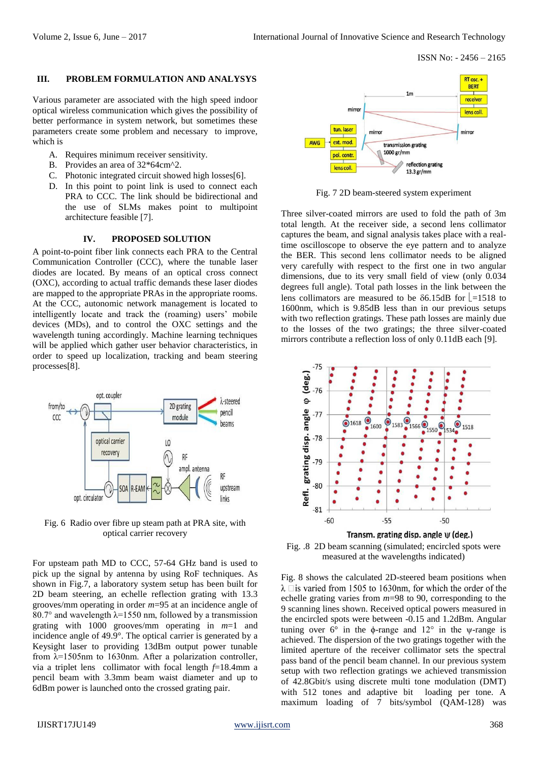## III. PROBLEM FORMULATION AND ANALYSYS

Various parameter are associated with the high speed indoor optical wireless communication which gives the possibility of better performance in system network, but sometimes these parameters create some problem and necessary to improve, which is

A. Requires minimum receiver sensitivity.
B. Provides an area of 32*64cm^2.
C. Photonic integrated circuit showed high losses[6].
D. In this point to point link is used to connect each PRA to CCC. The link should be bidirectional and the use of SLMs makes point to multipoint architecture feasible [7].

## IV. PROPOSED SOLUTION

A point-to-point fiber link connects each PRA to the Central Communication Controller (CCC), where the tunable laser diodes are located. By means of an optical cross connect (OXC), according to actual traffic demands these laser diodes are mapped to the appropriate PRAs in the appropriate rooms. At the CCC, autonomic network management is located to intelligently locate and track the (roaming) users' mobile devices (MDs), and to control the OXC settings and the wavelength tuning accordingly. Machine learning techniques will be applied which gather user behavior characteristics, in order to speed up localization, tracking and beam steering processes[8].

Fig. 6 Radio over fibre up steam path at PRA site, with optical carrier recovery

For upsteam path MD to CCC, 57-64 GHz band is used to pick up the signal by antenna by using RoF techniques. As shown in Fig.7, a laboratory system setup has been built for 2D beam steering, an echelle reflection grating with 13.3 grooves/mm operating in order $m$=95 at an incidence angle of 80.7° and wavelength $\lambda$=1550 nm, followed by a transmission grating with 1000 grooves/mm operating in $m$=1 and incidence angle of 49.9°. The optical carrier is generated by a Keysight laser to providing 13dBm output power tunable from $\lambda$=1505nm to 1630nm. After a polarization controller, via a triplet lens collimator with focal length $f$=18.4mm a pencil beam with 3.3mm beam waist diameter and up to 6dBm power is launched onto the crossed grating pair.

Fig. 7 2D beam-steered system experiment

Three silver-coated mirrors are used to fold the path of 3m total length. At the receiver side, a second lens collimator captures the beam, and signal analysis takes place with a real-time oscilloscope to observe the eye pattern and to analyze the BER. This second lens collimator needs to be aligned very carefully with respect to the first one in two angular dimensions, due to its very small field of view (only 0.034 degrees full angle). Total path losses in the link between the lens collimators are measured to be δ6.15dB for ⌊=1518 to 1600nm, which is 9.85dB less than in our previous setups with two reflection gratings. These path losses are mainly due to the losses of the two gratings; the three silver-coated mirrors contribute a reflection loss of only 0.11dB each [9].

Fig. .8 2D beam scanning (simulated; encircled spots were measured at the wavelengths indicated)

Fig. 8 shows the calculated 2D-steered beam positions when λ is varied from 1505 to 1630nm, for which the order of the echelle grating varies from $m$=98 to 90, corresponding to the 9 scanning lines shown. Received optical powers measured in the encircled spots were between -0.15 and 1.2dBm. Angular tuning over 6° in the ϕ-range and 12° in the ψ-range is achieved. The dispersion of the two gratings together with the limited aperture of the receiver collimator sets the spectral pass band of the pencil beam channel. In our previous system setup with two reflection gratings we achieved transmission of 42.8Gbit/s using discrete multi tone modulation (DMT) with 512 tones and adaptive bit loading per tone. A maximum loading of 7 bits/symbol (QAM-128) was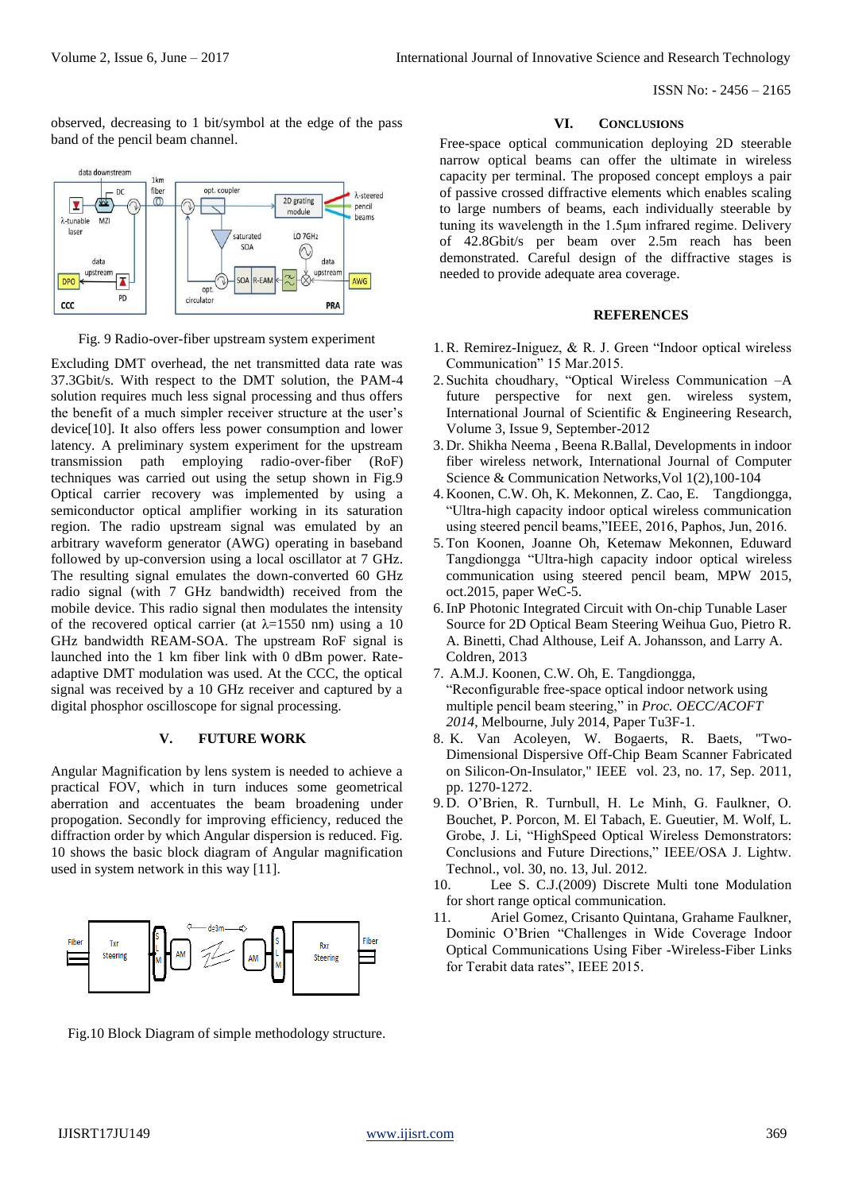observed, decreasing to 1 bit/symbol at the edge of the pass band of the pencil beam channel.

data downstream
1km fiber
opt. coupler
DC
2D grating module
λ-steered pencil beams
λ-tunable laser
MZI
saturated SOA
LO 7GHz
data upstream
data upstream
DPO
PD
SOA
R-EAM
AWG
opt. circulator
CCC
PRA

Fig. 9 Radio-over-fiber upstream system experiment

Excluding DMT overhead, the net transmitted data rate was 37.3Gbit/s. With respect to the DMT solution, the PAM-4 solution requires much less signal processing and thus offers the benefit of a much simpler receiver structure at the user's device[10]. It also offers less power consumption and lower latency. A preliminary system experiment for the upstream transmission path employing radio-over-fiber (RoF) techniques was carried out using the setup shown in Fig.9 Optical carrier recovery was implemented by using a semiconductor optical amplifier working in its saturation region. The radio upstream signal was emulated by an arbitrary waveform generator (AWG) operating in baseband followed by up-conversion using a local oscillator at 7 GHz. The resulting signal emulates the down-converted 60 GHz radio signal (with 7 GHz bandwidth) received from the mobile device. This radio signal then modulates the intensity of the recovered optical carrier (at λ=1550 nm) using a 10 GHz bandwidth REAM-SOA. The upstream RoF signal is launched into the 1 km fiber link with 0 dBm power. Rate-adaptive DMT modulation was used. At the CCC, the optical signal was received by a 10 GHz receiver and captured by a digital phosphor oscilloscope for signal processing.

## V. FUTURE WORK

Angular Magnification by lens system is needed to achieve a practical FOV, which in turn induces some geometrical aberration and accentuates the beam broadening under propogation. Secondly for improving efficiency, reduced the diffraction order by which Angular dispersion is reduced. Fig. 10 shows the basic block diagram of Angular magnification used in system network in this way [11].

Fiber
Txr Steering
S L M
AM
d=3m
AM
S L M
Rxr Steering
Fiber

Fig.10 Block Diagram of simple methodology structure.

## VI. CONCLUSIONS

Free-space optical communication deploying 2D steerable narrow optical beams can offer the ultimate in wireless capacity per terminal. The proposed concept employs a pair of passive crossed diffractive elements which enables scaling to large numbers of beams, each individually steerable by tuning its wavelength in the 1.5μm infrared regime. Delivery of 42.8Gbit/s per beam over 2.5m reach has been demonstrated. Careful design of the diffractive stages is needed to provide adequate area coverage.

## REFERENCES

1. R. Remirez-Iniguez, & R. J. Green "Indoor optical wireless Communication" 15 Mar.2015.
2. Suchita choudhary, "Optical Wireless Communication –A future perspective for next gen. wireless system, International Journal of Scientific & Engineering Research, Volume 3, Issue 9, September-2012
3. Dr. Shikha Neema , Beena R.Ballal, Developments in indoor fiber wireless network, International Journal of Computer Science & Communication Networks,Vol 1(2),100-104
4. Koonen, C.W. Oh, K. Mekonnen, Z. Cao, E. Tangdiongga, "Ultra-high capacity indoor optical wireless communication using steered pencil beams,"IEEE, 2016, Paphos, Jun, 2016.
5. Ton Koonen, Joanne Oh, Ketemaw Mekonnen, Eduward Tangdiongga "Ultra-high capacity indoor optical wireless communication using steered pencil beam, MPW 2015, oct.2015, paper WeC-5.
6. InP Photonic Integrated Circuit with On-chip Tunable Laser Source for 2D Optical Beam Steering Weihua Guo, Pietro R. A. Binetti, Chad Althouse, Leif A. Johansson, and Larry A. Coldren, 2013
7. A.M.J. Koonen, C.W. Oh, E. Tangdiongga, "Reconfigurable free-space optical indoor network using multiple pencil beam steering," in *Proc. OECC/ACOFT 2014*, Melbourne, July 2014, Paper Tu3F-1.
8. K. Van Acoleyen, W. Bogaerts, R. Baets, "Two-Dimensional Dispersive Off-Chip Beam Scanner Fabricated on Silicon-On-Insulator," IEEE vol. 23, no. 17, Sep. 2011, pp. 1270-1272.
9. D. O'Brien, R. Turnbull, H. Le Minh, G. Faulkner, O. Bouchet, P. Porcon, M. El Tabach, E. Gueutier, M. Wolf, L. Grobe, J. Li, "HighSpeed Optical Wireless Demonstrators: Conclusions and Future Directions," IEEE/OSA J. Lightw. Technol., vol. 30, no. 13, Jul. 2012.
10. Lee S. C.J.(2009) Discrete Multi tone Modulation for short range optical communication.
11. Ariel Gomez, Crisanto Quintana, Grahame Faulkner, Dominic O'Brien "Challenges in Wide Coverage Indoor Optical Communications Using Fiber -Wireless-Fiber Links for Terabit data rates", IEEE 2015.